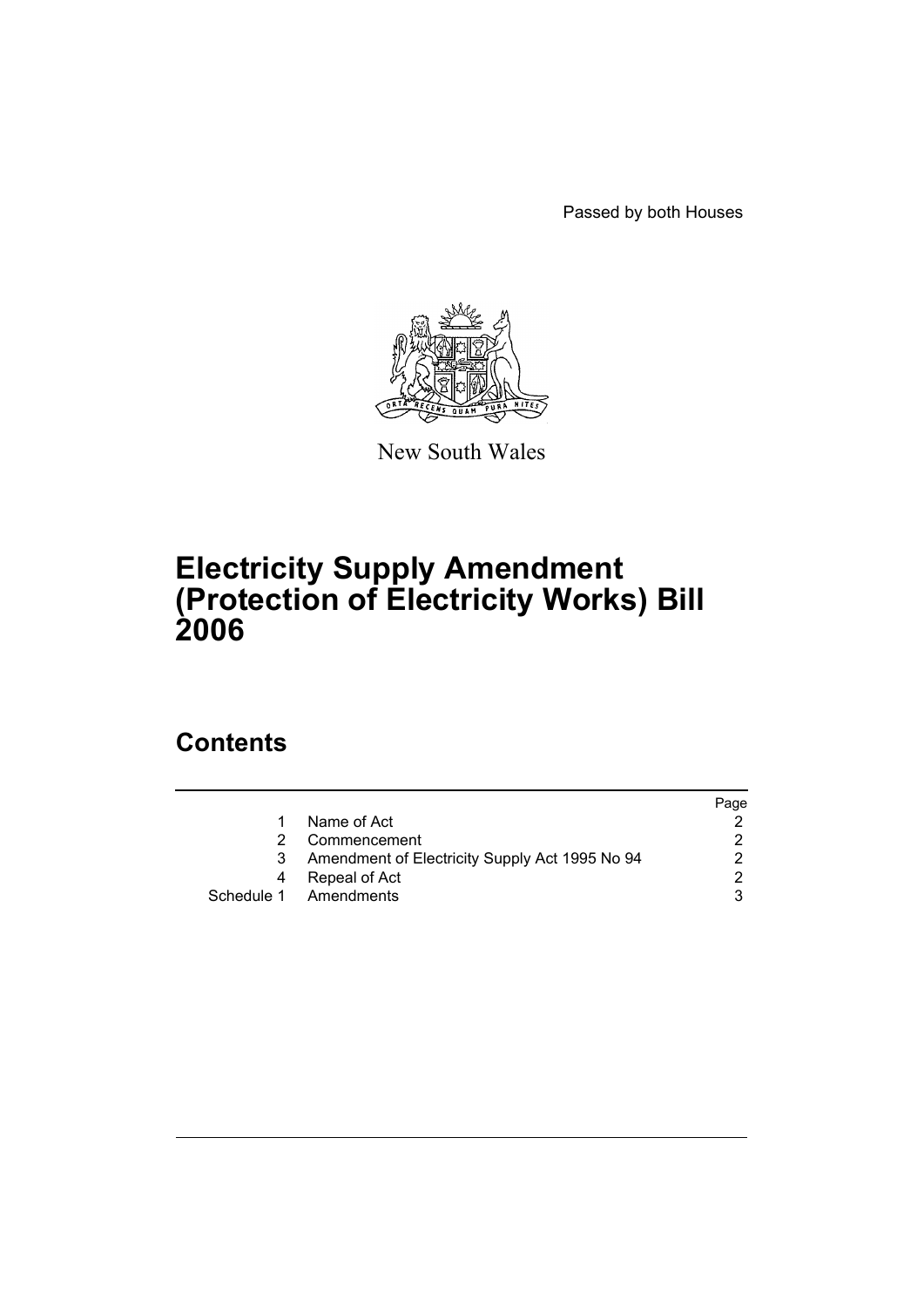Passed by both Houses

New South Wales

# Electricity Supply Amendment (Protection of Electricity Works) Bill 2006

## Contents

| | | Page |
|---|---|---|
| 1 | Name of Act | 2 |
| 2 | Commencement | 2 |
| 3 | Amendment of Electricity Supply Act 1995 No 94 | 2 |
| 4 | Repeal of Act | 2 |
| Schedule 1 | Amendments | 3 |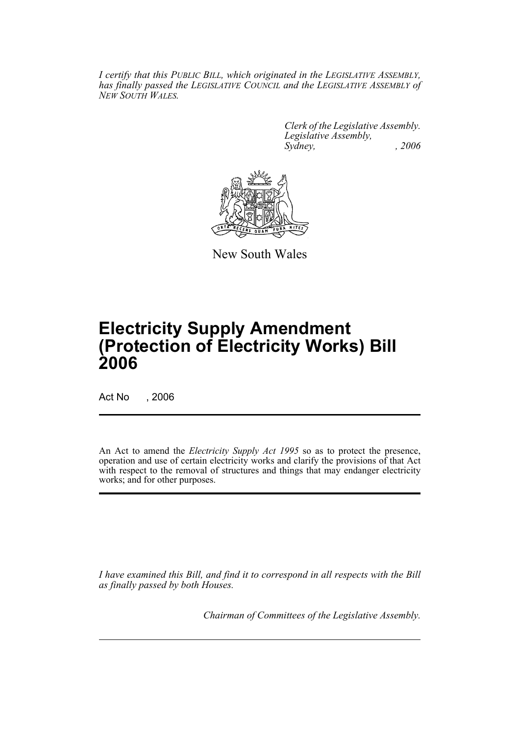*I certify that this PUBLIC BILL, which originated in the LEGISLATIVE ASSEMBLY, has finally passed the LEGISLATIVE COUNCIL and the LEGISLATIVE ASSEMBLY of NEW SOUTH WALES.*

*Clerk of the Legislative Assembly.*
*Legislative Assembly,*
*Sydney, , 2006*

New South Wales

# Electricity Supply Amendment (Protection of Electricity Works) Bill 2006

Act No , 2006

An Act to amend the *Electricity Supply Act 1995* so as to protect the presence, operation and use of certain electricity works and clarify the provisions of that Act with respect to the removal of structures and things that may endanger electricity works; and for other purposes.

*I have examined this Bill, and find it to correspond in all respects with the Bill as finally passed by both Houses.*

*Chairman of Committees of the Legislative Assembly.*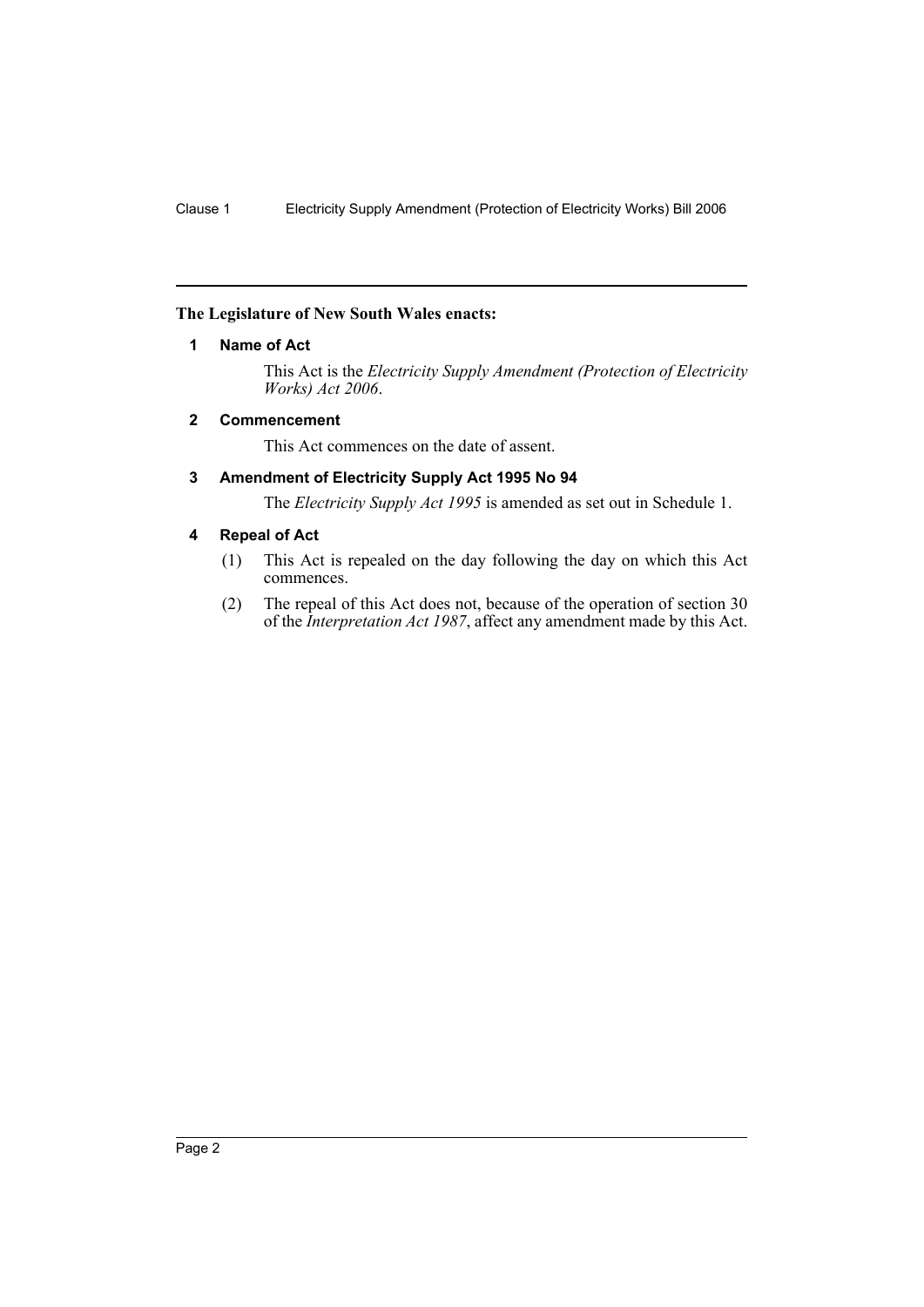**The Legislature of New South Wales enacts:**

### 1 Name of Act

This Act is the *Electricity Supply Amendment (Protection of Electricity Works) Act 2006*.

### 2 Commencement

This Act commences on the date of assent.

### 3 Amendment of Electricity Supply Act 1995 No 94

The *Electricity Supply Act 1995* is amended as set out in Schedule 1.

### 4 Repeal of Act

(1) This Act is repealed on the day following the day on which this Act commences.

(2) The repeal of this Act does not, because of the operation of section 30 of the *Interpretation Act 1987*, affect any amendment made by this Act.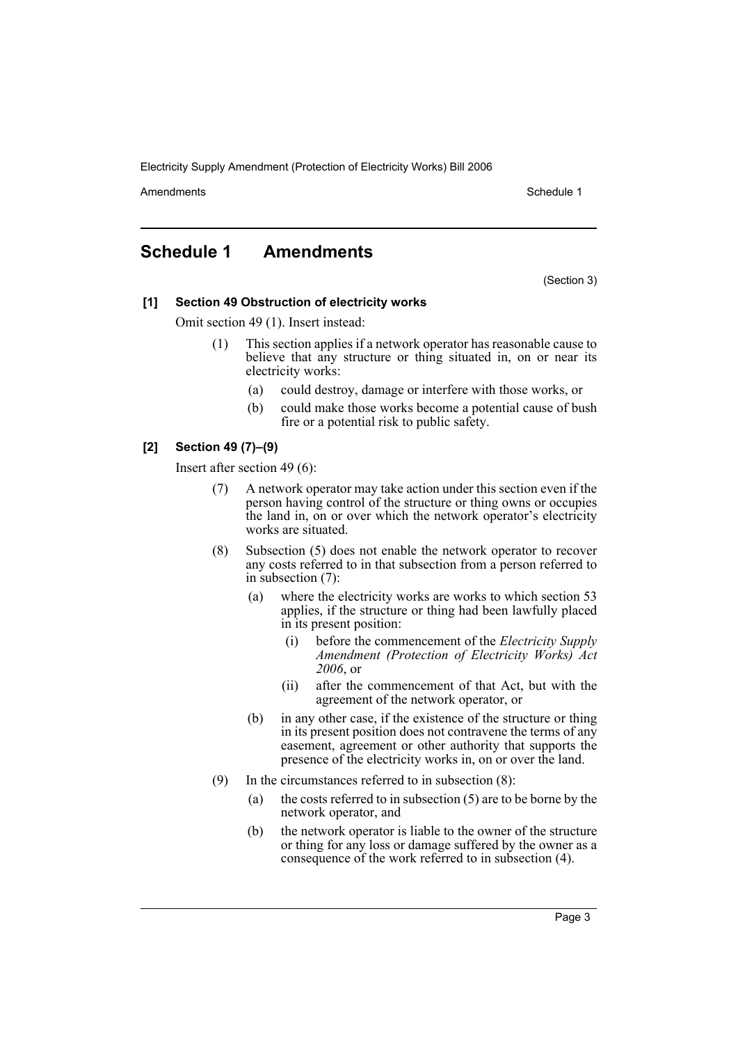# Schedule 1 Amendments

(Section 3)

**[1] Section 49 Obstruction of electricity works**

Omit section 49 (1). Insert instead:

(1) This section applies if a network operator has reasonable cause to believe that any structure or thing situated in, on or near its electricity works:

(a) could destroy, damage or interfere with those works, or

(b) could make those works become a potential cause of bush fire or a potential risk to public safety.

**[2] Section 49 (7)–(9)**

Insert after section 49 (6):

(7) A network operator may take action under this section even if the person having control of the structure or thing owns or occupies the land in, on or over which the network operator's electricity works are situated.

(8) Subsection (5) does not enable the network operator to recover any costs referred to in that subsection from a person referred to in subsection (7):

(a) where the electricity works are works to which section 53 applies, if the structure or thing had been lawfully placed in its present position:

(i) before the commencement of the *Electricity Supply Amendment (Protection of Electricity Works) Act 2006*, or

(ii) after the commencement of that Act, but with the agreement of the network operator, or

(b) in any other case, if the existence of the structure or thing in its present position does not contravene the terms of any easement, agreement or other authority that supports the presence of the electricity works in, on or over the land.

(9) In the circumstances referred to in subsection (8):

(a) the costs referred to in subsection (5) are to be borne by the network operator, and

(b) the network operator is liable to the owner of the structure or thing for any loss or damage suffered by the owner as a consequence of the work referred to in subsection (4).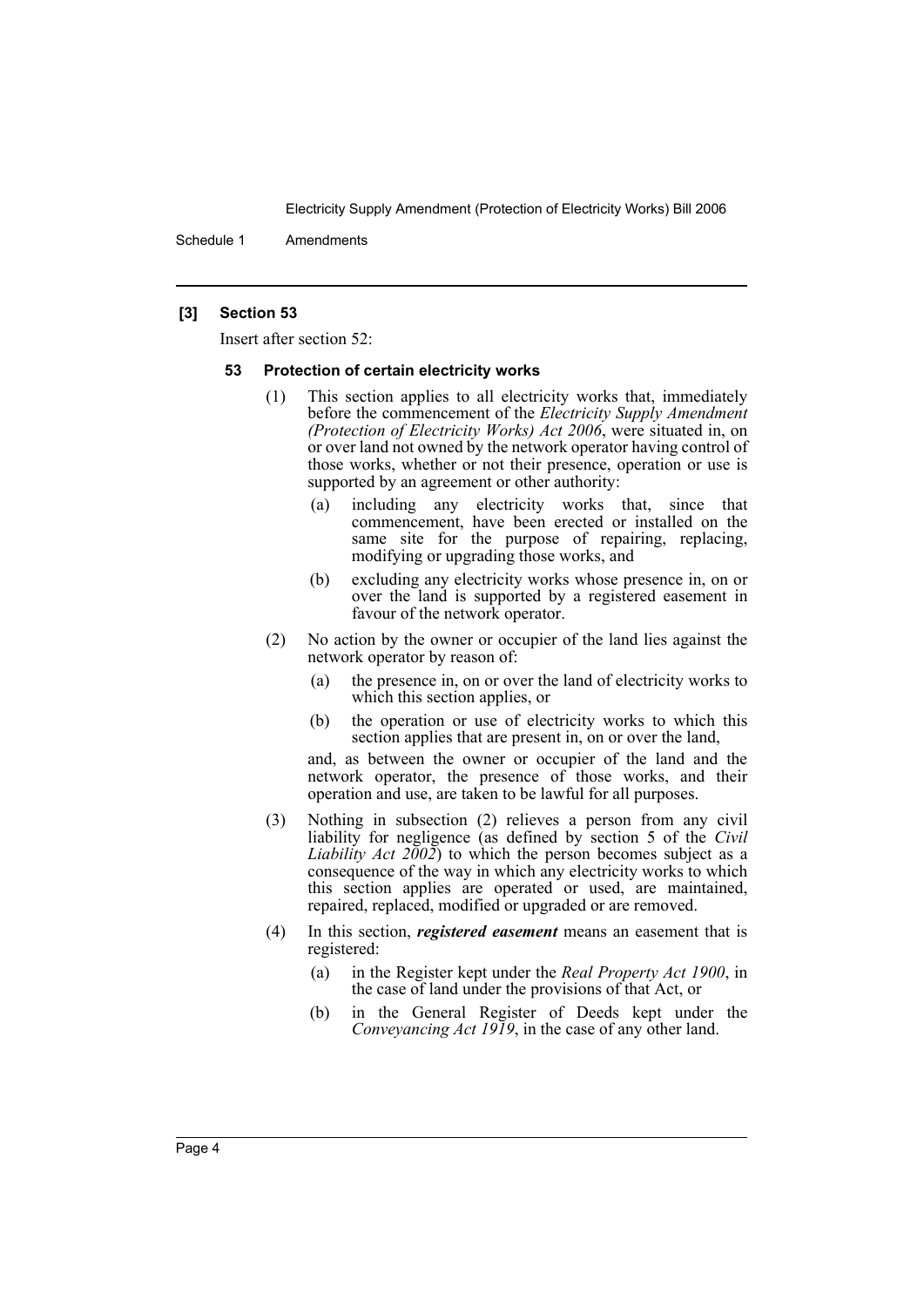### [3] Section 53

Insert after section 52:

#### 53 Protection of certain electricity works

(1) This section applies to all electricity works that, immediately before the commencement of the *Electricity Supply Amendment (Protection of Electricity Works) Act 2006*, were situated in, on or over land not owned by the network operator having control of those works, whether or not their presence, operation or use is supported by an agreement or other authority:

- (a) including any electricity works that, since that commencement, have been erected or installed on the same site for the purpose of repairing, replacing, modifying or upgrading those works, and
- (b) excluding any electricity works whose presence in, on or over the land is supported by a registered easement in favour of the network operator.

(2) No action by the owner or occupier of the land lies against the network operator by reason of:

- (a) the presence in, on or over the land of electricity works to which this section applies, or
- (b) the operation or use of electricity works to which this section applies that are present in, on or over the land,

and, as between the owner or occupier of the land and the network operator, the presence of those works, and their operation and use, are taken to be lawful for all purposes.

(3) Nothing in subsection (2) relieves a person from any civil liability for negligence (as defined by section 5 of the *Civil Liability Act 2002*) to which the person becomes subject as a consequence of the way in which any electricity works to which this section applies are operated or used, are maintained, repaired, replaced, modified or upgraded or are removed.

(4) In this section, ***registered easement*** means an easement that is registered:

- (a) in the Register kept under the *Real Property Act 1900*, in the case of land under the provisions of that Act, or
- (b) in the General Register of Deeds kept under the *Conveyancing Act 1919*, in the case of any other land.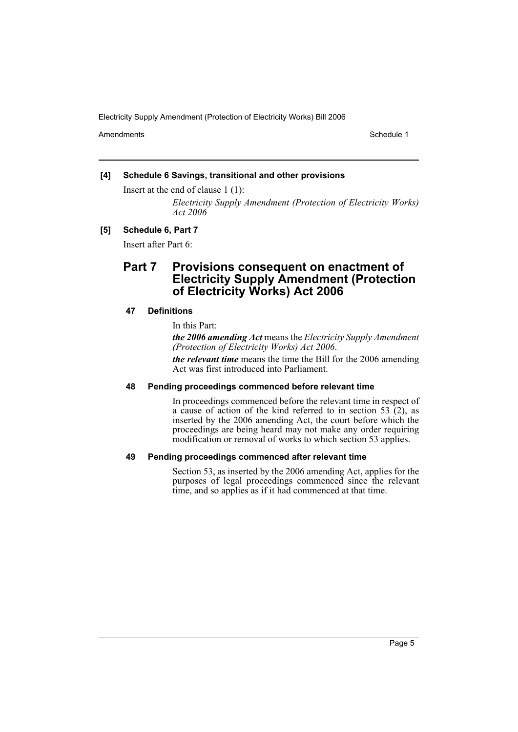**[4] Schedule 6 Savings, transitional and other provisions**

Insert at the end of clause 1 (1):

*Electricity Supply Amendment (Protection of Electricity Works) Act 2006*

**[5] Schedule 6, Part 7**

Insert after Part 6:

## Part 7 Provisions consequent on enactment of Electricity Supply Amendment (Protection of Electricity Works) Act 2006

### 47 Definitions

In this Part:

***the 2006 amending Act*** means the *Electricity Supply Amendment (Protection of Electricity Works) Act 2006*.

***the relevant time*** means the time the Bill for the 2006 amending Act was first introduced into Parliament.

### 48 Pending proceedings commenced before relevant time

In proceedings commenced before the relevant time in respect of a cause of action of the kind referred to in section 53 (2), as inserted by the 2006 amending Act, the court before which the proceedings are being heard may not make any order requiring modification or removal of works to which section 53 applies.

### 49 Pending proceedings commenced after relevant time

Section 53, as inserted by the 2006 amending Act, applies for the purposes of legal proceedings commenced since the relevant time, and so applies as if it had commenced at that time.